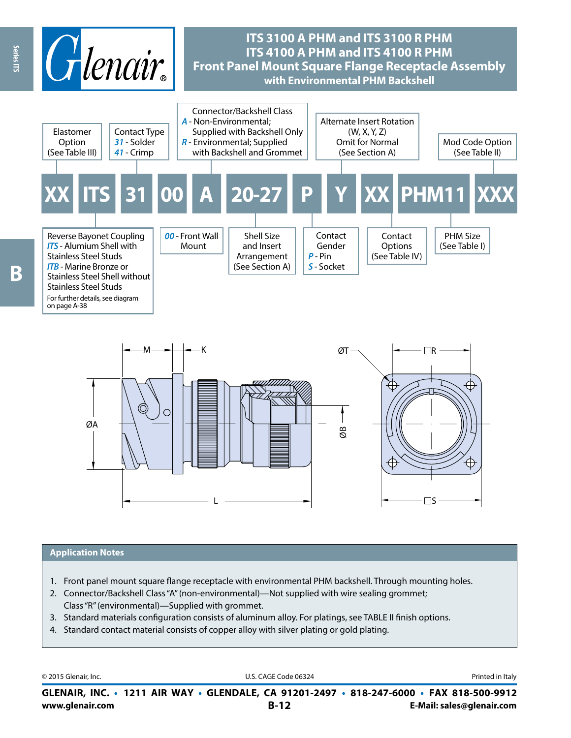# ITS 3100 A PHM and ITS 3100 R PHM
# ITS 4100 A PHM and ITS 4100 R PHM
## Front Panel Mount Square Flange Receptacle Assembly with Environmental PHM Backshell

| XX | ITS | 31 | 00 | A | 20-27 | P | Y | XX | PHM11 | XXX |
|---|---|---|---|---|---|---|---|---|---|---|

- **XX** – Elastomer Option (See Table III)
- **ITS** – Reverse Bayonet Coupling
  - *ITS* - Alumium Shell with Stainless Steel Studs
  - *ITB* - Marine Bronze or Stainless Steel Shell without Stainless Steel Studs
  - For further details, see diagram on page A-38
- **31** – Contact Type
  - *31* - Solder
  - *41* - Crimp
- **00** – *00* - Front Wall Mount
- **A** – Connector/Backshell Class
  - *A* - Non-Environmental; Supplied with Backshell Only
  - *R* - Environmental; Supplied with Backshell and Grommet
- **20-27** – Shell Size and Insert Arrangement (See Section A)
- **P** – Contact Gender
  - *P* - Pin
  - *S* - Socket
- **Y** – Alternate Insert Rotation (W, X, Y, Z) Omit for Normal (See Section A)
- **XX** – Contact Options (See Table IV)
- **PHM11** – PHM Size (See Table I)
- **XXX** – Mod Code Option (See Table II)

## Application Notes

1. Front panel mount square flange receptacle with environmental PHM backshell. Through mounting holes.
2. Connector/Backshell Class "A" (non-environmental)—Not supplied with wire sealing grommet; Class "R" (environmental)—Supplied with grommet.
3. Standard materials configuration consists of aluminum alloy. For platings, see TABLE II finish options.
4. Standard contact material consists of copper alloy with silver plating or gold plating.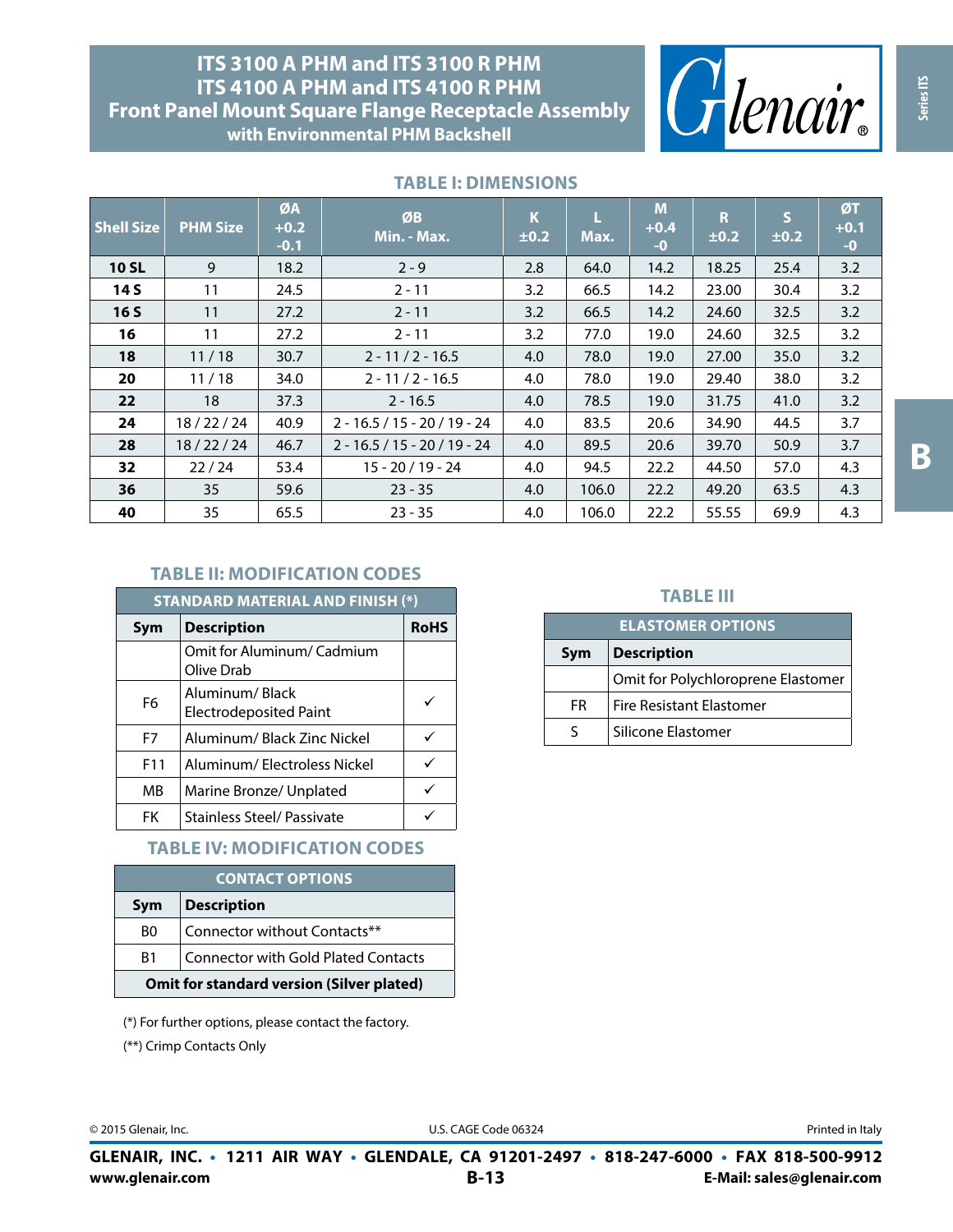# ITS 3100 A PHM and ITS 3100 R PHM
# ITS 4100 A PHM and ITS 4100 R PHM
# Front Panel Mount Square Flange Receptacle Assembly with Environmental PHM Backshell

## TABLE I: DIMENSIONS

| Shell Size | PHM Size | ØA +0.2 -0.1 | ØB Min. - Max. | K ±0.2 | L Max. | M +0.4 -0 | R ±0.2 | S ±0.2 | ØT +0.1 -0 |
|---|---|---|---|---|---|---|---|---|---|
| **10 SL** | 9 | 18.2 | 2 - 9 | 2.8 | 64.0 | 14.2 | 18.25 | 25.4 | 3.2 |
| **14 S** | 11 | 24.5 | 2 - 11 | 3.2 | 66.5 | 14.2 | 23.00 | 30.4 | 3.2 |
| **16 S** | 11 | 27.2 | 2 - 11 | 3.2 | 66.5 | 14.2 | 24.60 | 32.5 | 3.2 |
| **16** | 11 | 27.2 | 2 - 11 | 3.2 | 77.0 | 19.0 | 24.60 | 32.5 | 3.2 |
| **18** | 11 / 18 | 30.7 | 2 - 11 / 2 - 16.5 | 4.0 | 78.0 | 19.0 | 27.00 | 35.0 | 3.2 |
| **20** | 11 / 18 | 34.0 | 2 - 11 / 2 - 16.5 | 4.0 | 78.0 | 19.0 | 29.40 | 38.0 | 3.2 |
| **22** | 18 | 37.3 | 2 - 16.5 | 4.0 | 78.5 | 19.0 | 31.75 | 41.0 | 3.2 |
| **24** | 18 / 22 / 24 | 40.9 | 2 - 16.5 / 15 - 20 / 19 - 24 | 4.0 | 83.5 | 20.6 | 34.90 | 44.5 | 3.7 |
| **28** | 18 / 22 / 24 | 46.7 | 2 - 16.5 / 15 - 20 / 19 - 24 | 4.0 | 89.5 | 20.6 | 39.70 | 50.9 | 3.7 |
| **32** | 22 / 24 | 53.4 | 15 - 20 / 19 - 24 | 4.0 | 94.5 | 22.2 | 44.50 | 57.0 | 4.3 |
| **36** | 35 | 59.6 | 23 - 35 | 4.0 | 106.0 | 22.2 | 49.20 | 63.5 | 4.3 |
| **40** | 35 | 65.5 | 23 - 35 | 4.0 | 106.0 | 22.2 | 55.55 | 69.9 | 4.3 |

## TABLE II: MODIFICATION CODES

| STANDARD MATERIAL AND FINISH (*) | | |
|---|---|---|
| **Sym** | **Description** | **RoHS** |
| | Omit for Aluminum/ Cadmium Olive Drab | |
| F6 | Aluminum/ Black Electrodeposited Paint | ✓ |
| F7 | Aluminum/ Black Zinc Nickel | ✓ |
| F11 | Aluminum/ Electroless Nickel | ✓ |
| MB | Marine Bronze/ Unplated | ✓ |
| FK | Stainless Steel/ Passivate | ✓ |

## TABLE III

| ELASTOMER OPTIONS | |
|---|---|
| **Sym** | **Description** |
| | Omit for Polychloroprene Elastomer |
| FR | Fire Resistant Elastomer |
| S | Silicone Elastomer |

## TABLE IV: MODIFICATION CODES

| CONTACT OPTIONS | |
|---|---|
| **Sym** | **Description** |
| B0 | Connector without Contacts** |
| B1 | Connector with Gold Plated Contacts |
| **Omit for standard version (Silver plated)** | |

(*) For further options, please contact the factory.

(**) Crimp Contacts Only

© 2015 Glenair, Inc.    U.S. CAGE Code 06324    Printed in Italy

**GLENAIR, INC. • 1211 AIR WAY • GLENDALE, CA 91201-2497 • 818-247-6000 • FAX 818-500-9912**

**www.glenair.com**    **E-Mail: sales@glenair.com**